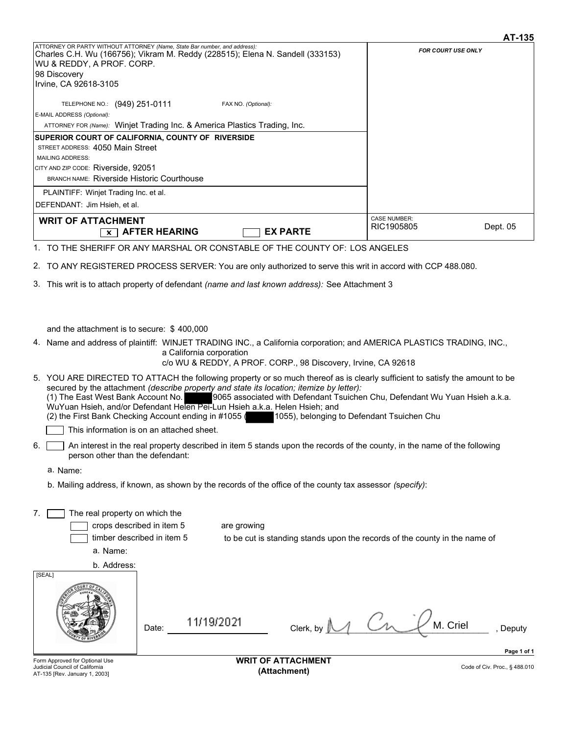**AT-135**

ATTORNEY OR PARTY WITHOUT ATTORNEY *(Name, State Bar number, and address):*
Charles C.H. Wu (166756); Vikram M. Reddy (228515); Elena N. Sandell (333153)
WU & REDDY, A PROF. CORP.
98 Discovery
Irvine, CA 92618-3105

TELEPHONE NO.: (949) 251-0111 FAX NO. *(Optional):*
E-MAIL ADDRESS *(Optional):*
ATTORNEY FOR *(Name):* Winjet Trading Inc. & America Plastics Trading, Inc.

*FOR COURT USE ONLY*

**SUPERIOR COURT OF CALIFORNIA, COUNTY OF RIVERSIDE**
STREET ADDRESS: 4050 Main Street
MAILING ADDRESS:
CITY AND ZIP CODE: Riverside, 92051
BRANCH NAME: Riverside Historic Courthouse

PLAINTIFF: Winjet Trading Inc. et al.
DEFENDANT: Jim Hsieh, et al.

**WRITE OF ATTACHMENT**

**WRIT OF ATTACHMENT**
[x] **AFTER HEARING** [ ] **EX PARTE**

CASE NUMBER: RIC1905805 Dept. 05

1. TO THE SHERIFF OR ANY MARSHAL OR CONSTABLE OF THE COUNTY OF: LOS ANGELES

2. TO ANY REGISTERED PROCESS SERVER: You are only authorized to serve this writ in accord with CCP 488.080.

3. This writ is to attach property of defendant *(name and last known address):* See Attachment 3

   and the attachment is to secure: $ 400,000

4. Name and address of plaintiff: WINJET TRADING INC., a California corporation; and AMERICA PLASTICS TRADING, INC., a California corporation
   c/o WU & REDDY, A PROF. CORP., 98 Discovery, Irvine, CA 92618

5. YOU ARE DIRECTED TO ATTACH the following property or so much thereof as is clearly sufficient to satisfy the amount to be secured by the attachment *(describe property and state its location; itemize by letter):*
   (1) The East West Bank Account No. [REDACTED]9065 associated with Defendant Tsuichen Chu, Defendant Wu Yuan Hsieh a.k.a. WuYuan Hsieh, and/or Defendant Helen Pei-Lun Hsieh a.k.a. Helen Hsieh; and
   (2) the First Bank Checking Account ending in #1055 ([REDACTED]1055), belonging to Defendant Tsuichen Chu

   [ ] This information is on an attached sheet.

6. [ ] An interest in the real property described in item 5 stands upon the records of the county, in the name of the following person other than the defendant:
   a. Name:
   b. Mailing address, if known, as shown by the records of the office of the county tax assessor *(specify)*:

7. [ ] The real property on which the
   [ ] crops described in item 5 are growing
   [ ] timber described in item 5 to be cut is standing stands upon the records of the county in the name of
   a. Name:
   b. Address:

[SEAL]

Date: 11/19/2021 Clerk, by M. Criel, Deputy

Form Approved for Optional Use
Judicial Council of California
AT-135 [Rev. January 1, 2003]

**WRIT OF ATTACHMENT**
**(Attachment)**

Code of Civ. Proc., § 488.010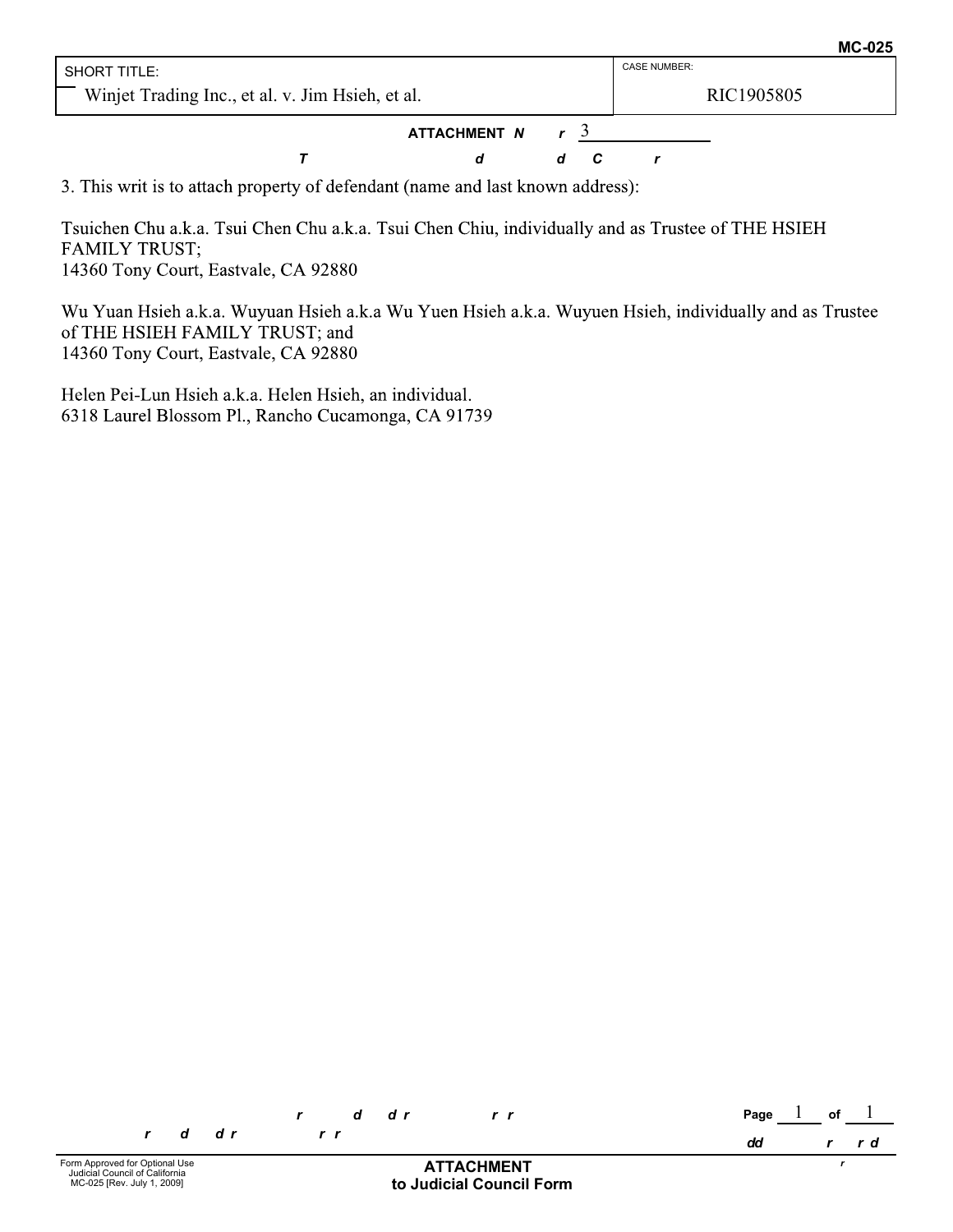MC-025

| SHORT TITLE: | CASE NUMBER: |
| --- | --- |
| Winjet Trading Inc., et al. v. Jim Hsieh, et al. | RIC1905805 |

**ATTACHMENT N r 3**

3. This writ is to attach property of defendant (name and last known address):

Tsuichen Chu a.k.a. Tsui Chen Chu a.k.a. Tsui Chen Chiu, individually and as Trustee of THE HSIEH FAMILY TRUST;
14360 Tony Court, Eastvale, CA 92880

Wu Yuan Hsieh a.k.a. Wuyuan Hsieh a.k.a Wu Yuen Hsieh a.k.a. Wuyuen Hsieh, individually and as Trustee of THE HSIEH FAMILY TRUST; and
14360 Tony Court, Eastvale, CA 92880

Helen Pei-Lun Hsieh a.k.a. Helen Hsieh, an individual.
6318 Laurel Blossom Pl., Rancho Cucamonga, CA 91739

Form Approved for Optional Use
Judicial Council of California
MC-025 [Rev. July 1, 2009]

**ATTACHMENT**
**to Judicial Council Form**